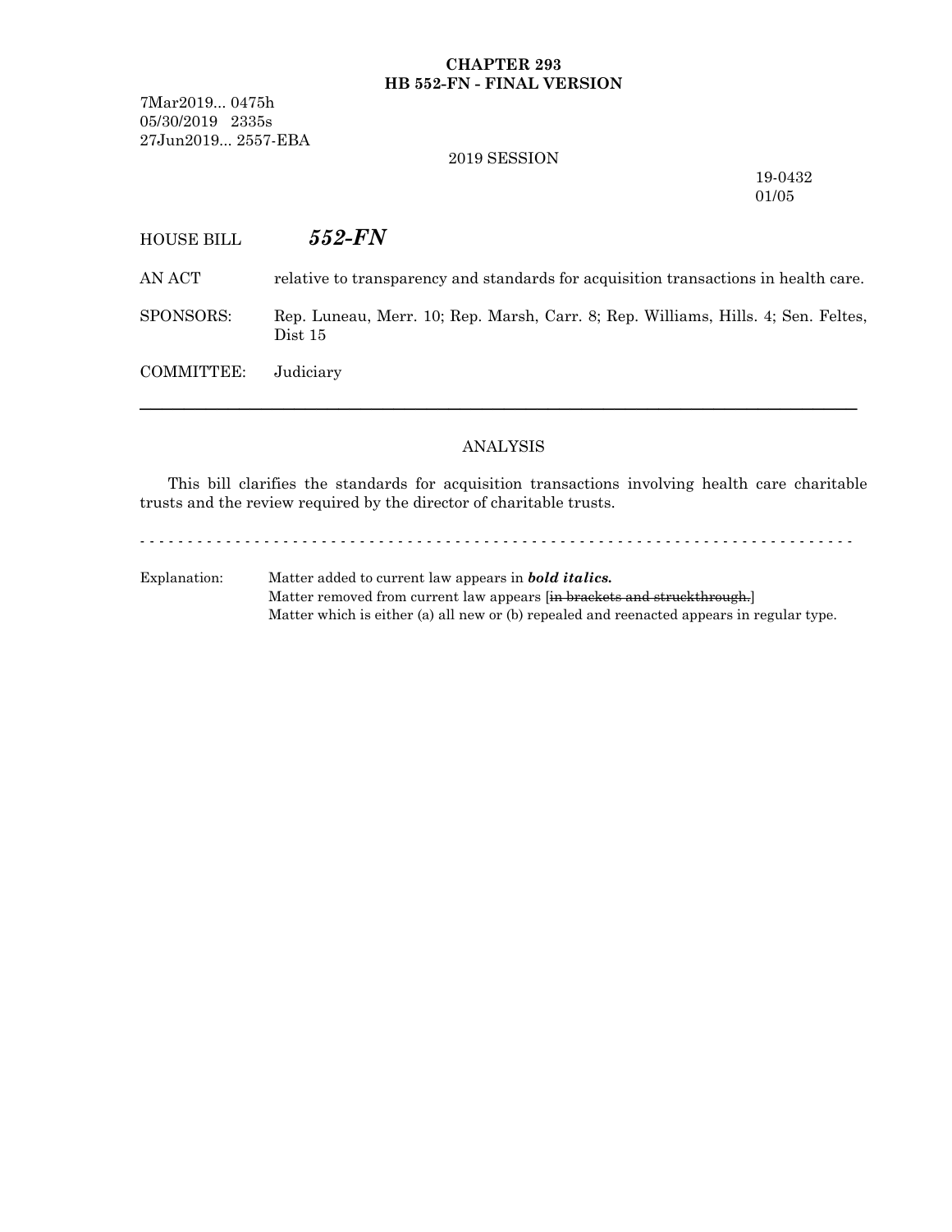**CHAPTER 293**
**HB 552-FN - FINAL VERSION**

7Mar2019... 0475h
05/30/2019 2335s
27Jun2019... 2557-EBA

2019 SESSION

19-0432
01/05

HOUSE BILL ***552-FN***

AN ACT relative to transparency and standards for acquisition transactions in health care.

SPONSORS: Rep. Luneau, Merr. 10; Rep. Marsh, Carr. 8; Rep. Williams, Hills. 4; Sen. Feltes, Dist 15

COMMITTEE: Judiciary

---

ANALYSIS

This bill clarifies the standards for acquisition transactions involving health care charitable trusts and the review required by the director of charitable trusts.

- - - - - - - - - - - - - - - - - - - - - - - - - - - - - - - - - - - - - - - - - - - - - - - - - - - - - - - - - - - - - - - - - - - - - - - - - - - -

Explanation: Matter added to current law appears in ***bold italics.***
Matter removed from current law appears [~~in brackets and struckthrough.~~]
Matter which is either (a) all new or (b) repealed and reenacted appears in regular type.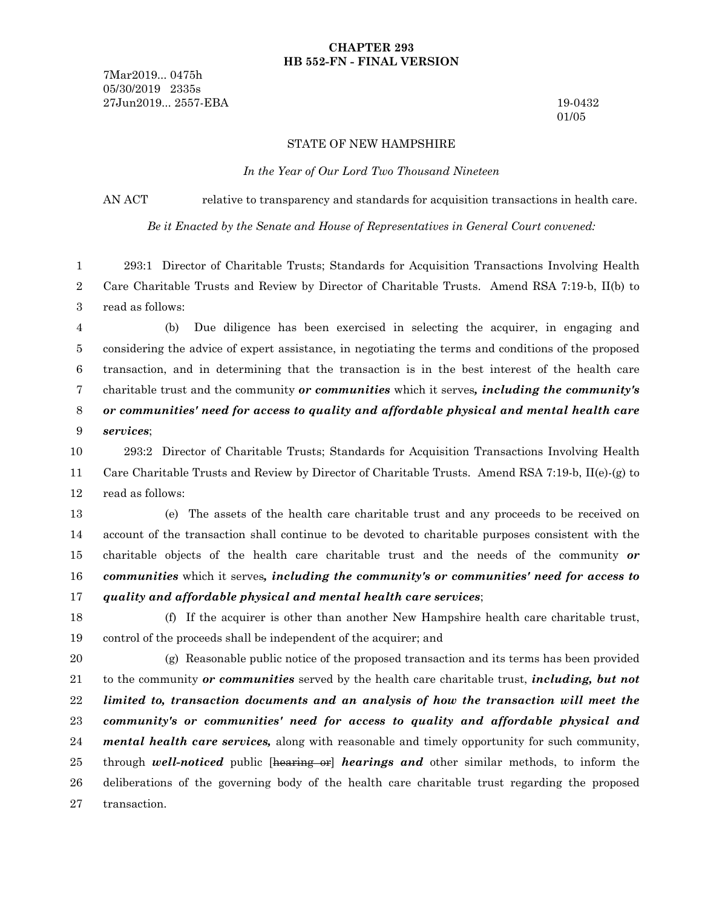**CHAPTER 293**
**HB 552-FN - FINAL VERSION**

7Mar2019... 0475h
05/30/2019 2335s
27Jun2019... 2557-EBA

19-0432
01/05

STATE OF NEW HAMPSHIRE

*In the Year of Our Lord Two Thousand Nineteen*

AN ACT relative to transparency and standards for acquisition transactions in health care.

*Be it Enacted by the Senate and House of Representatives in General Court convened:*

293:1 Director of Charitable Trusts; Standards for Acquisition Transactions Involving Health Care Charitable Trusts and Review by Director of Charitable Trusts. Amend RSA 7:19-b, II(b) to read as follows:

(b) Due diligence has been exercised in selecting the acquirer, in engaging and considering the advice of expert assistance, in negotiating the terms and conditions of the proposed transaction, and in determining that the transaction is in the best interest of the health care charitable trust and the community ***or communities*** which it serves***, including the community's or communities' need for access to quality and affordable physical and mental health care services***;

293:2 Director of Charitable Trusts; Standards for Acquisition Transactions Involving Health Care Charitable Trusts and Review by Director of Charitable Trusts. Amend RSA 7:19-b, II(e)-(g) to read as follows:

(e) The assets of the health care charitable trust and any proceeds to be received on account of the transaction shall continue to be devoted to charitable purposes consistent with the charitable objects of the health care charitable trust and the needs of the community ***or communities*** which it serves***, including the community's or communities' need for access to quality and affordable physical and mental health care services***;

(f) If the acquirer is other than another New Hampshire health care charitable trust, control of the proceeds shall be independent of the acquirer; and

(g) Reasonable public notice of the proposed transaction and its terms has been provided to the community ***or communities*** served by the health care charitable trust, ***including, but not limited to, transaction documents and an analysis of how the transaction will meet the community's or communities' need for access to quality and affordable physical and mental health care services,*** along with reasonable and timely opportunity for such community, through ***well-noticed*** public [~~hearing or~~] ***hearings and*** other similar methods, to inform the deliberations of the governing body of the health care charitable trust regarding the proposed transaction.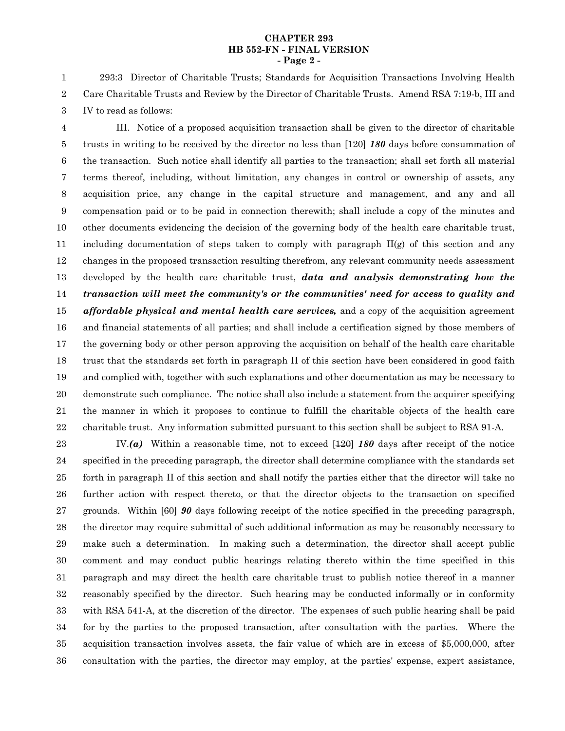293:3 Director of Charitable Trusts; Standards for Acquisition Transactions Involving Health Care Charitable Trusts and Review by the Director of Charitable Trusts. Amend RSA 7:19-b, III and IV to read as follows:

III. Notice of a proposed acquisition transaction shall be given to the director of charitable trusts in writing to be received by the director no less than [~~120~~] ***180*** days before consummation of the transaction. Such notice shall identify all parties to the transaction; shall set forth all material terms thereof, including, without limitation, any changes in control or ownership of assets, any acquisition price, any change in the capital structure and management, and any and all compensation paid or to be paid in connection therewith; shall include a copy of the minutes and other documents evidencing the decision of the governing body of the health care charitable trust, including documentation of steps taken to comply with paragraph II(g) of this section and any changes in the proposed transaction resulting therefrom, any relevant community needs assessment developed by the health care charitable trust, ***data and analysis demonstrating how the transaction will meet the community's or the communities' need for access to quality and affordable physical and mental health care services,*** and a copy of the acquisition agreement and financial statements of all parties; and shall include a certification signed by those members of the governing body or other person approving the acquisition on behalf of the health care charitable trust that the standards set forth in paragraph II of this section have been considered in good faith and complied with, together with such explanations and other documentation as may be necessary to demonstrate such compliance. The notice shall also include a statement from the acquirer specifying the manner in which it proposes to continue to fulfill the charitable objects of the health care charitable trust. Any information submitted pursuant to this section shall be subject to RSA 91-A.

IV.***(a)*** Within a reasonable time, not to exceed [~~120~~] ***180*** days after receipt of the notice specified in the preceding paragraph, the director shall determine compliance with the standards set forth in paragraph II of this section and shall notify the parties either that the director will take no further action with respect thereto, or that the director objects to the transaction on specified grounds. Within [~~60~~] ***90*** days following receipt of the notice specified in the preceding paragraph, the director may require submittal of such additional information as may be reasonably necessary to make such a determination. In making such a determination, the director shall accept public comment and may conduct public hearings relating thereto within the time specified in this paragraph and may direct the health care charitable trust to publish notice thereof in a manner reasonably specified by the director. Such hearing may be conducted informally or in conformity with RSA 541-A, at the discretion of the director. The expenses of such public hearing shall be paid for by the parties to the proposed transaction, after consultation with the parties. Where the acquisition transaction involves assets, the fair value of which are in excess of $5,000,000, after consultation with the parties, the director may employ, at the parties' expense, expert assistance,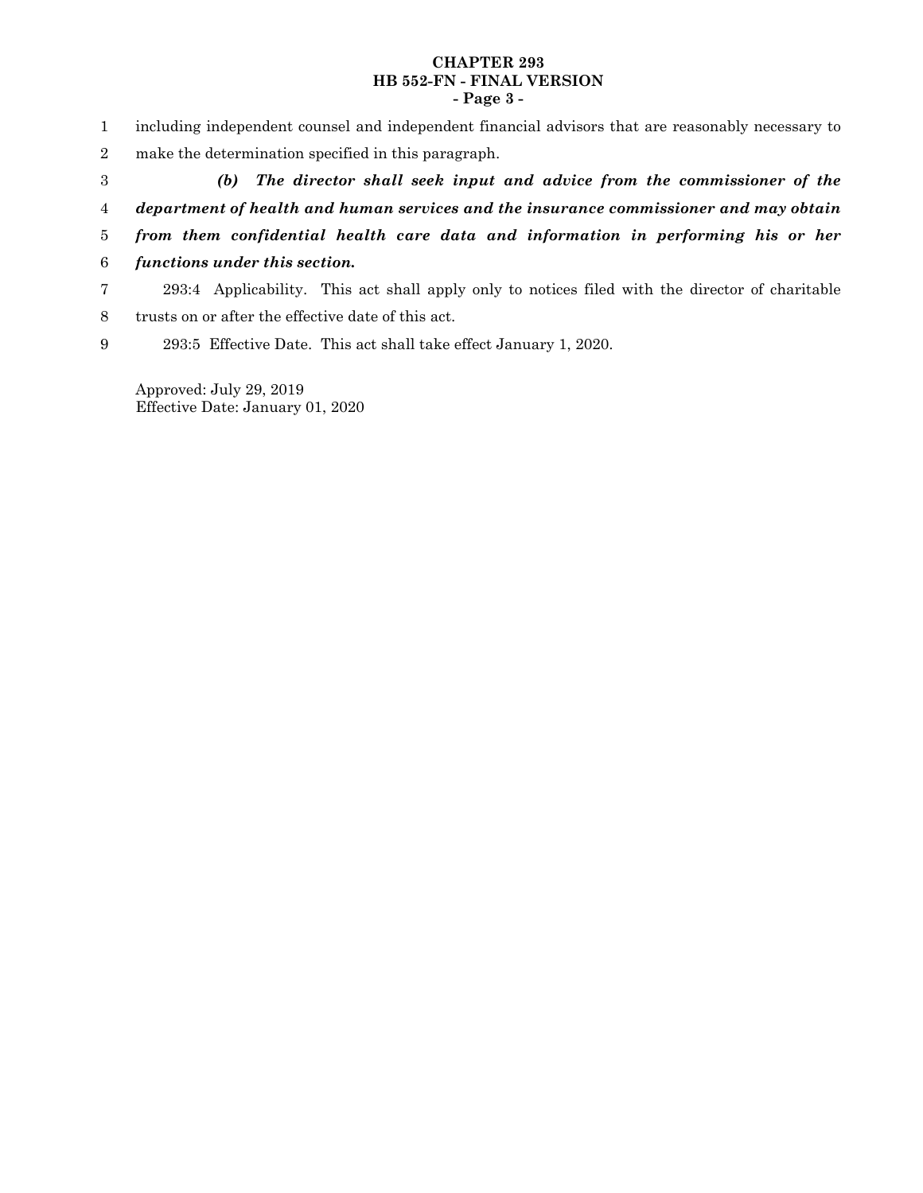including independent counsel and independent financial advisors that are reasonably necessary to make the determination specified in this paragraph.

***(b) The director shall seek input and advice from the commissioner of the department of health and human services and the insurance commissioner and may obtain from them confidential health care data and information in performing his or her functions under this section.***

293:4 Applicability. This act shall apply only to notices filed with the director of charitable trusts on or after the effective date of this act.

293:5 Effective Date. This act shall take effect January 1, 2020.

Approved: July 29, 2019
Effective Date: January 01, 2020